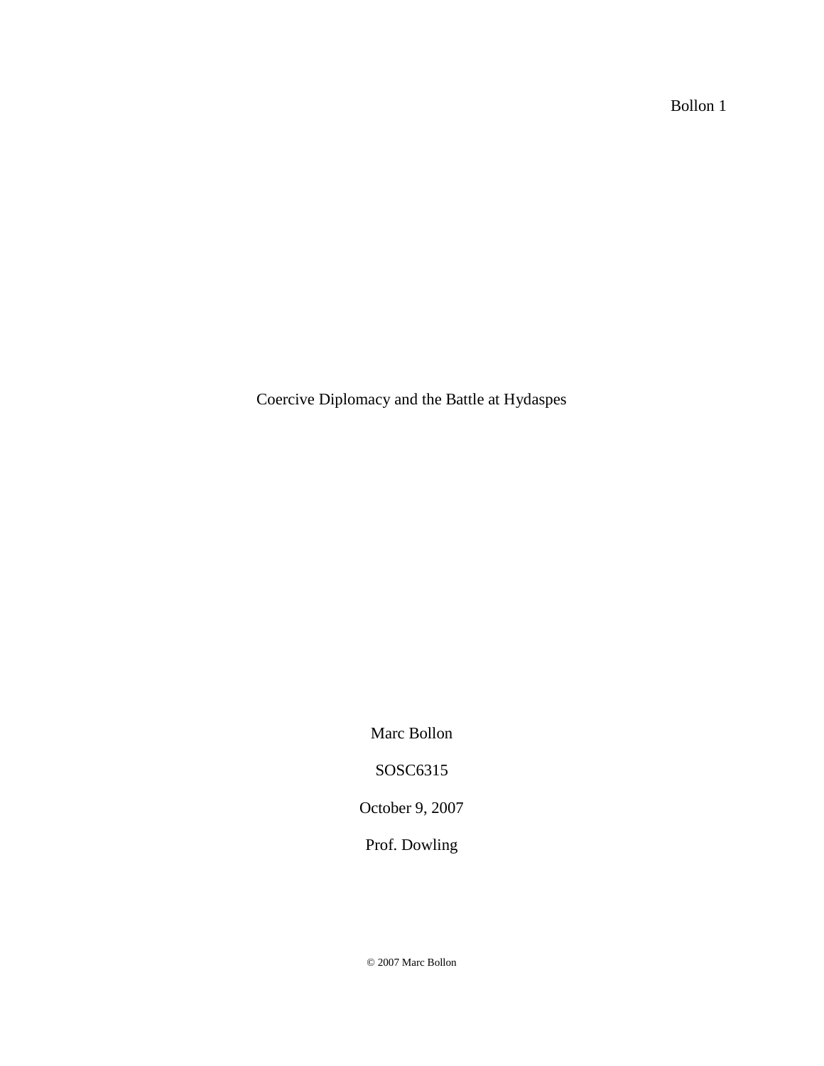# Coercive Diplomacy and the Battle at Hydaspes

Marc Bollon

SOSC6315

October 9, 2007

Prof. Dowling

© 2007 Marc Bollon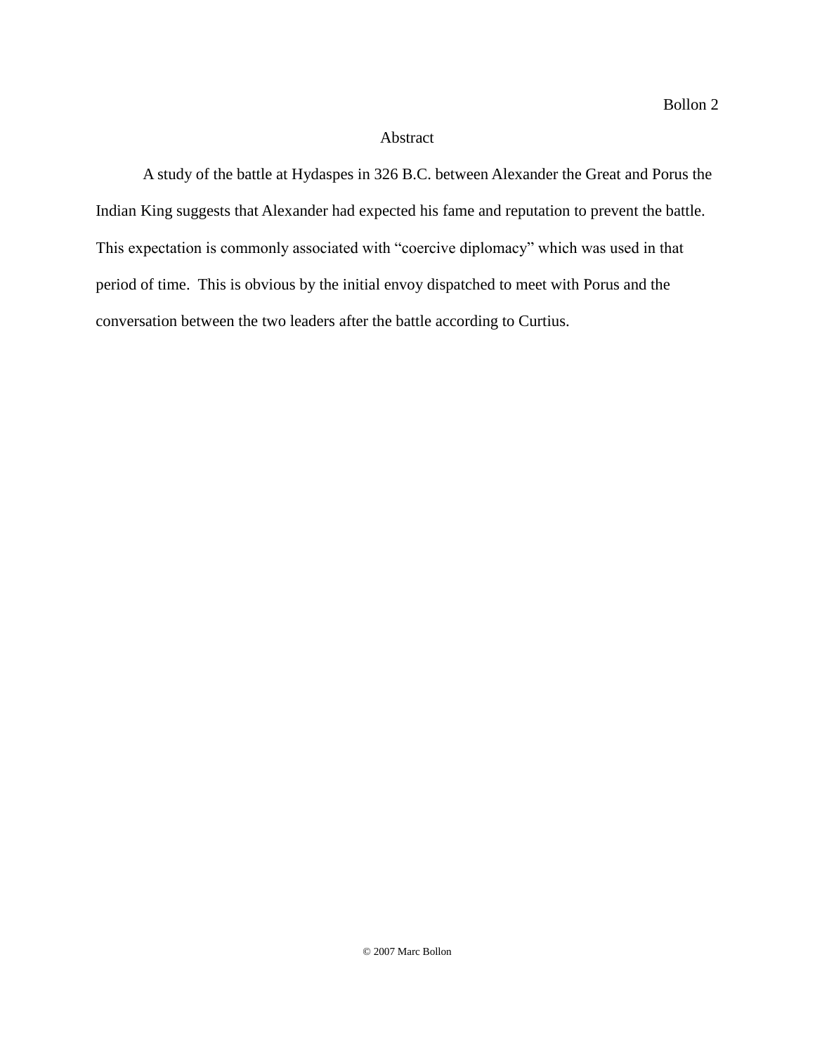## Abstract

A study of the battle at Hydaspes in 326 B.C. between Alexander the Great and Porus the Indian King suggests that Alexander had expected his fame and reputation to prevent the battle. This expectation is commonly associated with "coercive diplomacy" which was used in that period of time. This is obvious by the initial envoy dispatched to meet with Porus and the conversation between the two leaders after the battle according to Curtius.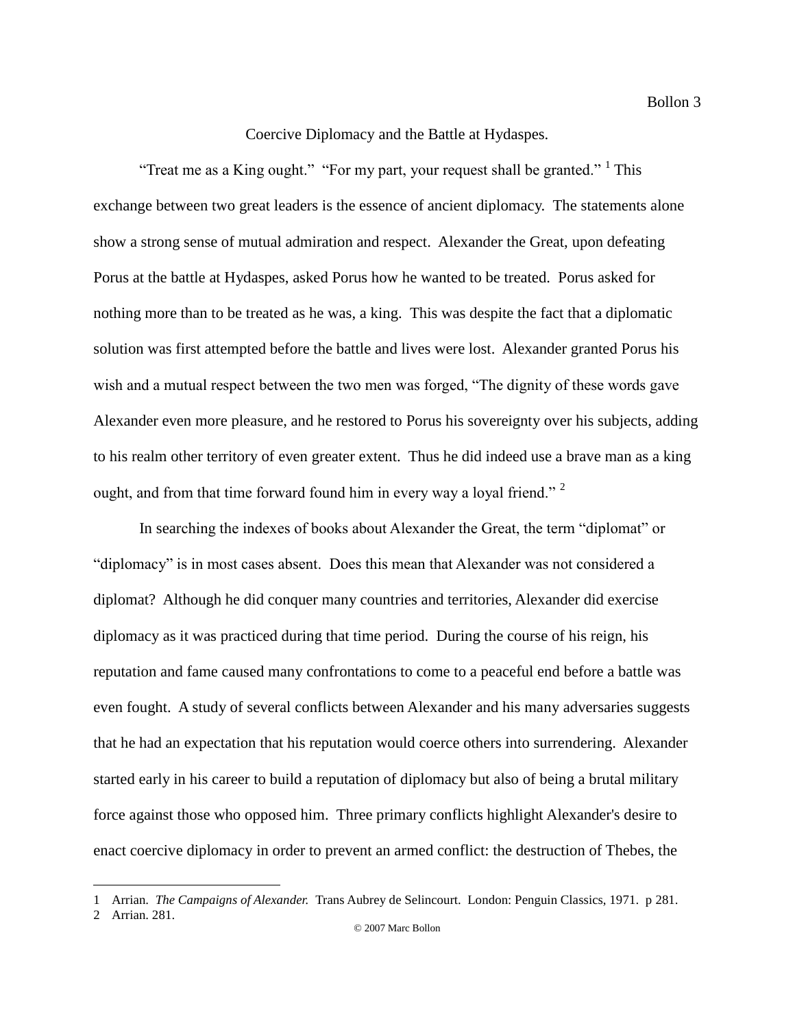Coercive Diplomacy and the Battle at Hydaspes.

"Treat me as a King ought." "For my part, your request shall be granted." [1] This exchange between two great leaders is the essence of ancient diplomacy. The statements alone show a strong sense of mutual admiration and respect. Alexander the Great, upon defeating Porus at the battle at Hydaspes, asked Porus how he wanted to be treated. Porus asked for nothing more than to be treated as he was, a king. This was despite the fact that a diplomatic solution was first attempted before the battle and lives were lost. Alexander granted Porus his wish and a mutual respect between the two men was forged, "The dignity of these words gave Alexander even more pleasure, and he restored to Porus his sovereignty over his subjects, adding to his realm other territory of even greater extent. Thus he did indeed use a brave man as a king ought, and from that time forward found him in every way a loyal friend." [2]

In searching the indexes of books about Alexander the Great, the term "diplomat" or "diplomacy" is in most cases absent. Does this mean that Alexander was not considered a diplomat? Although he did conquer many countries and territories, Alexander did exercise diplomacy as it was practiced during that time period. During the course of his reign, his reputation and fame caused many confrontations to come to a peaceful end before a battle was even fought. A study of several conflicts between Alexander and his many adversaries suggests that he had an expectation that his reputation would coerce others into surrendering. Alexander started early in his career to build a reputation of diplomacy but also of being a brutal military force against those who opposed him. Three primary conflicts highlight Alexander's desire to enact coercive diplomacy in order to prevent an armed conflict: the destruction of Thebes, the

---

1 Arrian. *The Campaigns of Alexander.* Trans Aubrey de Selincourt. London: Penguin Classics, 1971. p 281.

2 Arrian. 281.

© 2007 Marc Bollon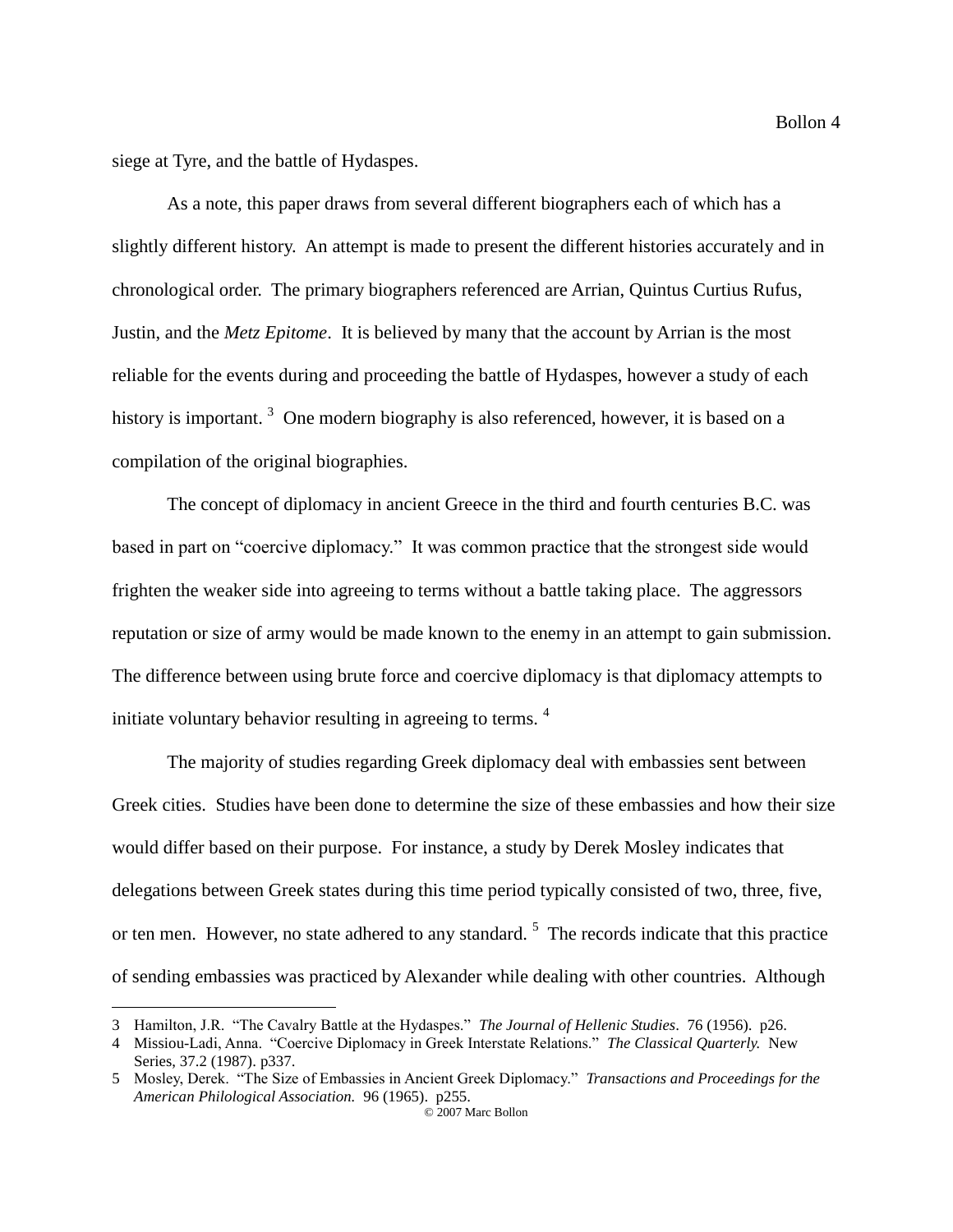siege at Tyre, and the battle of Hydaspes.

As a note, this paper draws from several different biographers each of which has a slightly different history. An attempt is made to present the different histories accurately and in chronological order. The primary biographers referenced are Arrian, Quintus Curtius Rufus, Justin, and the *Metz Epitome*. It is believed by many that the account by Arrian is the most reliable for the events during and proceeding the battle of Hydaspes, however a study of each history is important. [3] One modern biography is also referenced, however, it is based on a compilation of the original biographies.

The concept of diplomacy in ancient Greece in the third and fourth centuries B.C. was based in part on "coercive diplomacy." It was common practice that the strongest side would frighten the weaker side into agreeing to terms without a battle taking place. The aggressors reputation or size of army would be made known to the enemy in an attempt to gain submission. The difference between using brute force and coercive diplomacy is that diplomacy attempts to initiate voluntary behavior resulting in agreeing to terms. [4]

The majority of studies regarding Greek diplomacy deal with embassies sent between Greek cities. Studies have been done to determine the size of these embassies and how their size would differ based on their purpose. For instance, a study by Derek Mosley indicates that delegations between Greek states during this time period typically consisted of two, three, five, or ten men. However, no state adhered to any standard. [5] The records indicate that this practice of sending embassies was practiced by Alexander while dealing with other countries. Although

---

3 Hamilton, J.R. "The Cavalry Battle at the Hydaspes." *The Journal of Hellenic Studies*. 76 (1956). p26.

4 Missiou-Ladi, Anna. "Coercive Diplomacy in Greek Interstate Relations." *The Classical Quarterly.* New Series, 37.2 (1987). p337.

5 Mosley, Derek. "The Size of Embassies in Ancient Greek Diplomacy." *Transactions and Proceedings for the American Philological Association.* 96 (1965). p255.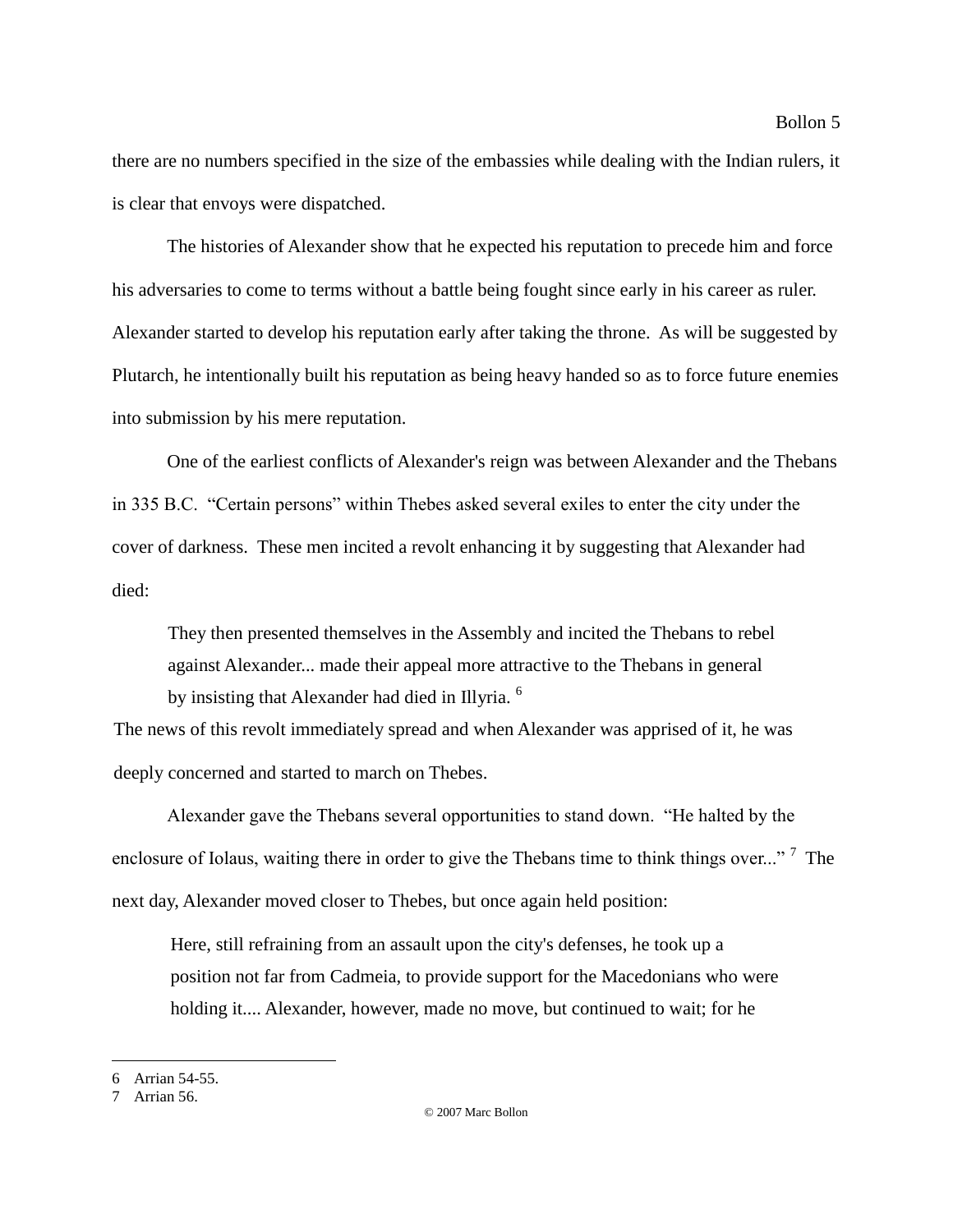there are no numbers specified in the size of the embassies while dealing with the Indian rulers, it is clear that envoys were dispatched.

The histories of Alexander show that he expected his reputation to precede him and force his adversaries to come to terms without a battle being fought since early in his career as ruler. Alexander started to develop his reputation early after taking the throne. As will be suggested by Plutarch, he intentionally built his reputation as being heavy handed so as to force future enemies into submission by his mere reputation.

One of the earliest conflicts of Alexander's reign was between Alexander and the Thebans in 335 B.C. "Certain persons" within Thebes asked several exiles to enter the city under the cover of darkness. These men incited a revolt enhancing it by suggesting that Alexander had died:

> They then presented themselves in the Assembly and incited the Thebans to rebel against Alexander... made their appeal more attractive to the Thebans in general by insisting that Alexander had died in Illyria. [6]

The news of this revolt immediately spread and when Alexander was apprised of it, he was deeply concerned and started to march on Thebes.

Alexander gave the Thebans several opportunities to stand down. "He halted by the enclosure of Iolaus, waiting there in order to give the Thebans time to think things over..." [7] The next day, Alexander moved closer to Thebes, but once again held position:

> Here, still refraining from an assault upon the city's defenses, he took up a position not far from Cadmeia, to provide support for the Macedonians who were holding it.... Alexander, however, made no move, but continued to wait; for he

---

6 Arrian 54-55.

7 Arrian 56.

© 2007 Marc Bollon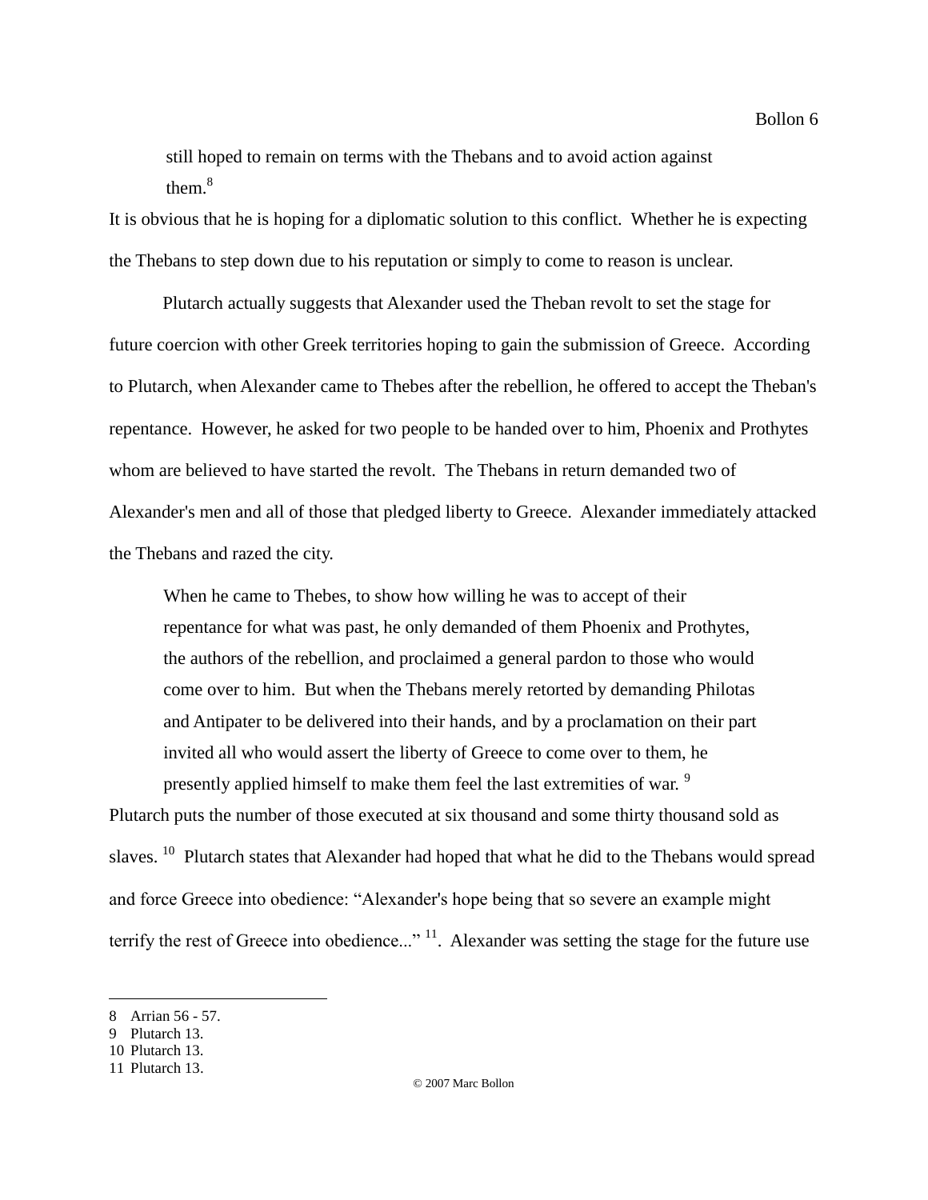> still hoped to remain on terms with the Thebans and to avoid action against them.[8]

It is obvious that he is hoping for a diplomatic solution to this conflict. Whether he is expecting the Thebans to step down due to his reputation or simply to come to reason is unclear.

Plutarch actually suggests that Alexander used the Theban revolt to set the stage for future coercion with other Greek territories hoping to gain the submission of Greece. According to Plutarch, when Alexander came to Thebes after the rebellion, he offered to accept the Theban's repentance. However, he asked for two people to be handed over to him, Phoenix and Prothytes whom are believed to have started the revolt. The Thebans in return demanded two of Alexander's men and all of those that pledged liberty to Greece. Alexander immediately attacked the Thebans and razed the city.

> When he came to Thebes, to show how willing he was to accept of their repentance for what was past, he only demanded of them Phoenix and Prothytes, the authors of the rebellion, and proclaimed a general pardon to those who would come over to him. But when the Thebans merely retorted by demanding Philotas and Antipater to be delivered into their hands, and by a proclamation on their part invited all who would assert the liberty of Greece to come over to them, he presently applied himself to make them feel the last extremities of war.[9]

Plutarch puts the number of those executed at six thousand and some thirty thousand sold as slaves.[10] Plutarch states that Alexander had hoped that what he did to the Thebans would spread and force Greece into obedience: "Alexander's hope being that so severe an example might terrify the rest of Greece into obedience..."[11]. Alexander was setting the stage for the future use

---

8 Arrian 56 - 57.
9 Plutarch 13.
10 Plutarch 13.
11 Plutarch 13.

© 2007 Marc Bollon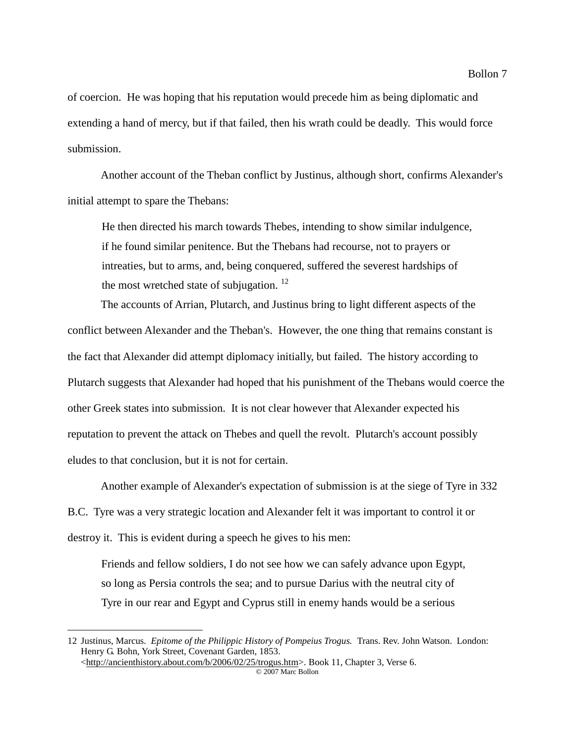of coercion. He was hoping that his reputation would precede him as being diplomatic and extending a hand of mercy, but if that failed, then his wrath could be deadly. This would force submission.

Another account of the Theban conflict by Justinus, although short, confirms Alexander's initial attempt to spare the Thebans:

> He then directed his march towards Thebes, intending to show similar indulgence, if he found similar penitence. But the Thebans had recourse, not to prayers or intreaties, but to arms, and, being conquered, suffered the severest hardships of the most wretched state of subjugation. [12]

The accounts of Arrian, Plutarch, and Justinus bring to light different aspects of the conflict between Alexander and the Theban's. However, the one thing that remains constant is the fact that Alexander did attempt diplomacy initially, but failed. The history according to Plutarch suggests that Alexander had hoped that his punishment of the Thebans would coerce the other Greek states into submission. It is not clear however that Alexander expected his reputation to prevent the attack on Thebes and quell the revolt. Plutarch's account possibly eludes to that conclusion, but it is not for certain.

Another example of Alexander's expectation of submission is at the siege of Tyre in 332 B.C. Tyre was a very strategic location and Alexander felt it was important to control it or destroy it. This is evident during a speech he gives to his men:

> Friends and fellow soldiers, I do not see how we can safely advance upon Egypt, so long as Persia controls the sea; and to pursue Darius with the neutral city of Tyre in our rear and Egypt and Cyprus still in enemy hands would be a serious

---

12 Justinus, Marcus. *Epitome of the Philippic History of Pompeius Trogus.* Trans. Rev. John Watson. London: Henry G. Bohn, York Street, Covenant Garden, 1853. <http://ancienthistory.about.com/b/2006/02/25/trogus.htm>. Book 11, Chapter 3, Verse 6.

© 2007 Marc Bollon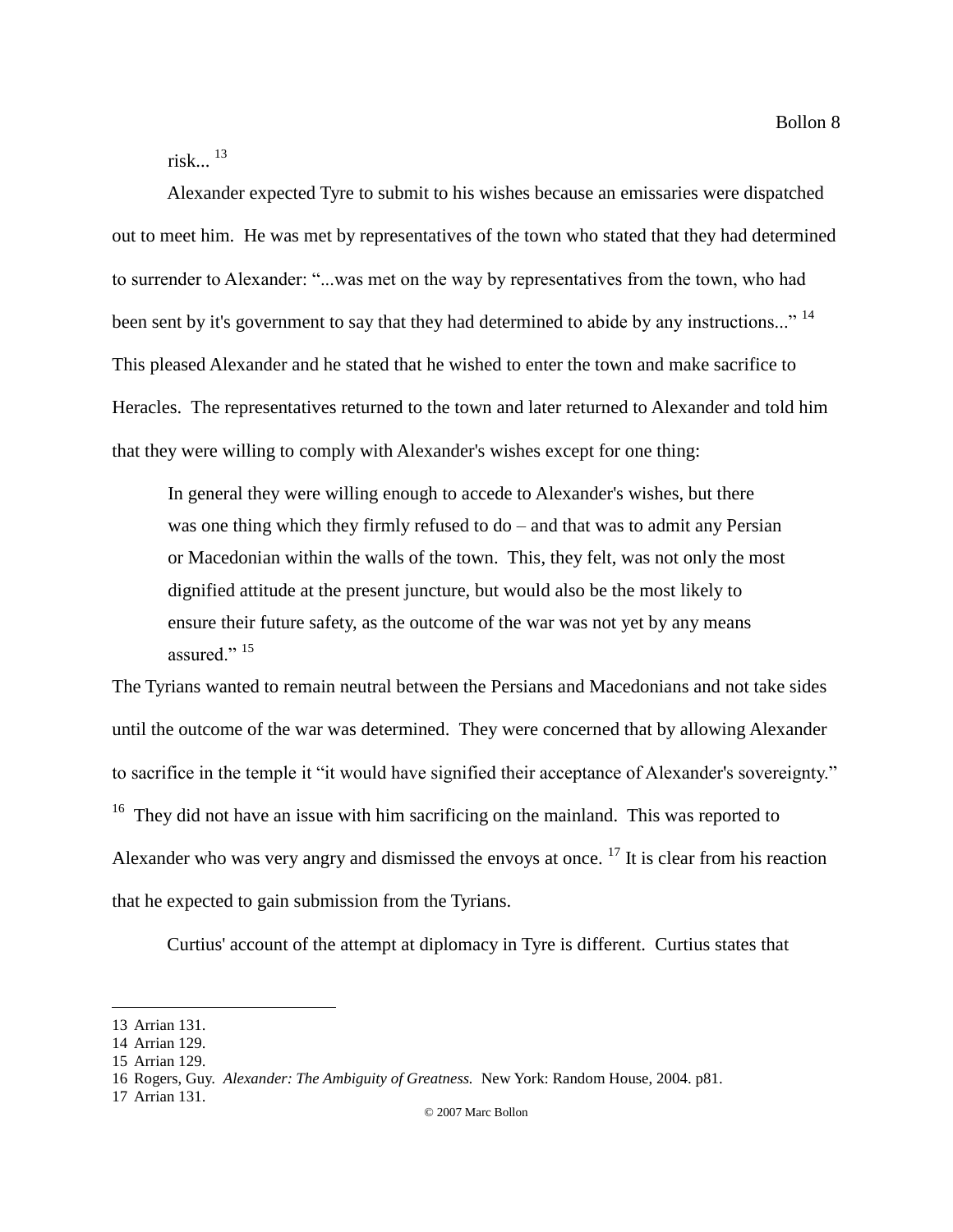risk... [13]

Alexander expected Tyre to submit to his wishes because an emissaries were dispatched out to meet him. He was met by representatives of the town who stated that they had determined to surrender to Alexander: "...was met on the way by representatives from the town, who had been sent by it's government to say that they had determined to abide by any instructions..." [14] This pleased Alexander and he stated that he wished to enter the town and make sacrifice to Heracles. The representatives returned to the town and later returned to Alexander and told him that they were willing to comply with Alexander's wishes except for one thing:

> In general they were willing enough to accede to Alexander's wishes, but there was one thing which they firmly refused to do – and that was to admit any Persian or Macedonian within the walls of the town. This, they felt, was not only the most dignified attitude at the present juncture, but would also be the most likely to ensure their future safety, as the outcome of the war was not yet by any means assured." [15]

The Tyrians wanted to remain neutral between the Persians and Macedonians and not take sides until the outcome of the war was determined. They were concerned that by allowing Alexander to sacrifice in the temple it "it would have signified their acceptance of Alexander's sovereignty." [16] They did not have an issue with him sacrificing on the mainland. This was reported to Alexander who was very angry and dismissed the envoys at once. [17] It is clear from his reaction that he expected to gain submission from the Tyrians.

Curtius' account of the attempt at diplomacy in Tyre is different. Curtius states that

---

13 Arrian 131.
14 Arrian 129.
15 Arrian 129.
16 Rogers, Guy. *Alexander: The Ambiguity of Greatness.* New York: Random House, 2004. p81.
17 Arrian 131.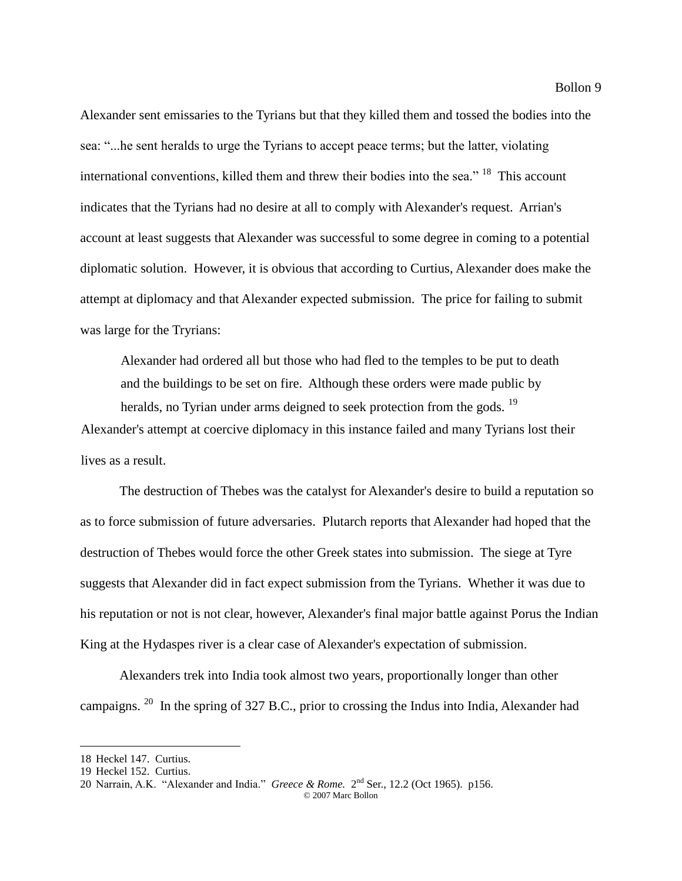Alexander sent emissaries to the Tyrians but that they killed them and tossed the bodies into the sea: "...he sent heralds to urge the Tyrians to accept peace terms; but the latter, violating international conventions, killed them and threw their bodies into the sea." [18] This account indicates that the Tyrians had no desire at all to comply with Alexander's request. Arrian's account at least suggests that Alexander was successful to some degree in coming to a potential diplomatic solution. However, it is obvious that according to Curtius, Alexander does make the attempt at diplomacy and that Alexander expected submission. The price for failing to submit was large for the Tryrians:

> Alexander had ordered all but those who had fled to the temples to be put to death and the buildings to be set on fire. Although these orders were made public by heralds, no Tyrian under arms deigned to seek protection from the gods. [19]

Alexander's attempt at coercive diplomacy in this instance failed and many Tyrians lost their lives as a result.

The destruction of Thebes was the catalyst for Alexander's desire to build a reputation so as to force submission of future adversaries. Plutarch reports that Alexander had hoped that the destruction of Thebes would force the other Greek states into submission. The siege at Tyre suggests that Alexander did in fact expect submission from the Tyrians. Whether it was due to his reputation or not is not clear, however, Alexander's final major battle against Porus the Indian King at the Hydaspes river is a clear case of Alexander's expectation of submission.

Alexanders trek into India took almost two years, proportionally longer than other campaigns. [20] In the spring of 327 B.C., prior to crossing the Indus into India, Alexander had

---

18 Heckel 147. Curtius.
19 Heckel 152. Curtius.
20 Narrain, A.K. "Alexander and India." *Greece & Rome.* 2nd Ser., 12.2 (Oct 1965). p156.

© 2007 Marc Bollon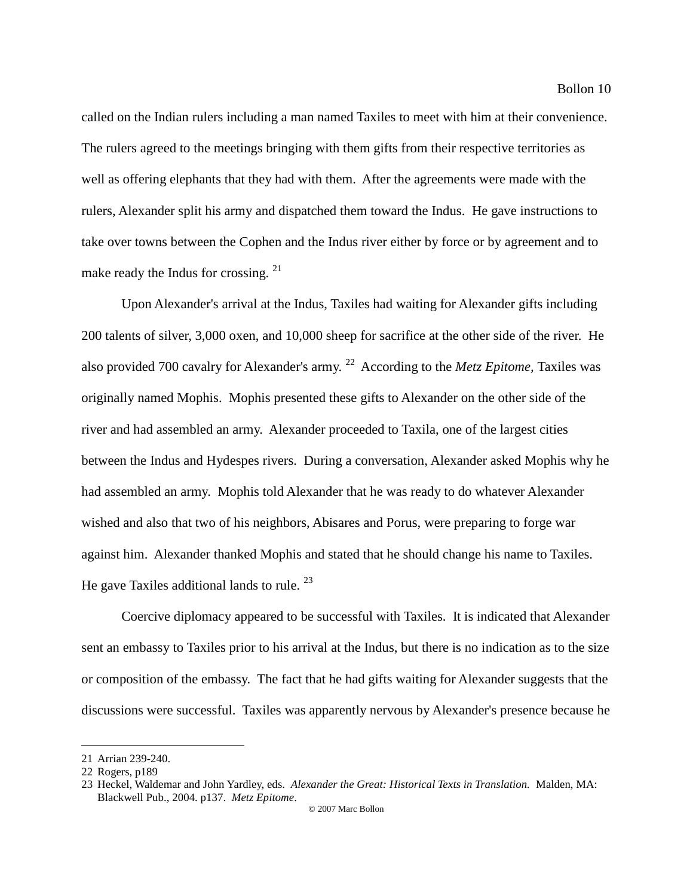called on the Indian rulers including a man named Taxiles to meet with him at their convenience. The rulers agreed to the meetings bringing with them gifts from their respective territories as well as offering elephants that they had with them. After the agreements were made with the rulers, Alexander split his army and dispatched them toward the Indus. He gave instructions to take over towns between the Cophen and the Indus river either by force or by agreement and to make ready the Indus for crossing. [21]

Upon Alexander's arrival at the Indus, Taxiles had waiting for Alexander gifts including 200 talents of silver, 3,000 oxen, and 10,000 sheep for sacrifice at the other side of the river. He also provided 700 cavalry for Alexander's army. [22] According to the *Metz Epitome,* Taxiles was originally named Mophis. Mophis presented these gifts to Alexander on the other side of the river and had assembled an army. Alexander proceeded to Taxila, one of the largest cities between the Indus and Hydespes rivers. During a conversation, Alexander asked Mophis why he had assembled an army. Mophis told Alexander that he was ready to do whatever Alexander wished and also that two of his neighbors, Abisares and Porus, were preparing to forge war against him. Alexander thanked Mophis and stated that he should change his name to Taxiles. He gave Taxiles additional lands to rule. [23]

Coercive diplomacy appeared to be successful with Taxiles. It is indicated that Alexander sent an embassy to Taxiles prior to his arrival at the Indus, but there is no indication as to the size or composition of the embassy. The fact that he had gifts waiting for Alexander suggests that the discussions were successful. Taxiles was apparently nervous by Alexander's presence because he

---

21 Arrian 239-240.

22 Rogers, p189

23 Heckel, Waldemar and John Yardley, eds. *Alexander the Great: Historical Texts in Translation.* Malden, MA: Blackwell Pub., 2004. p137. *Metz Epitome*.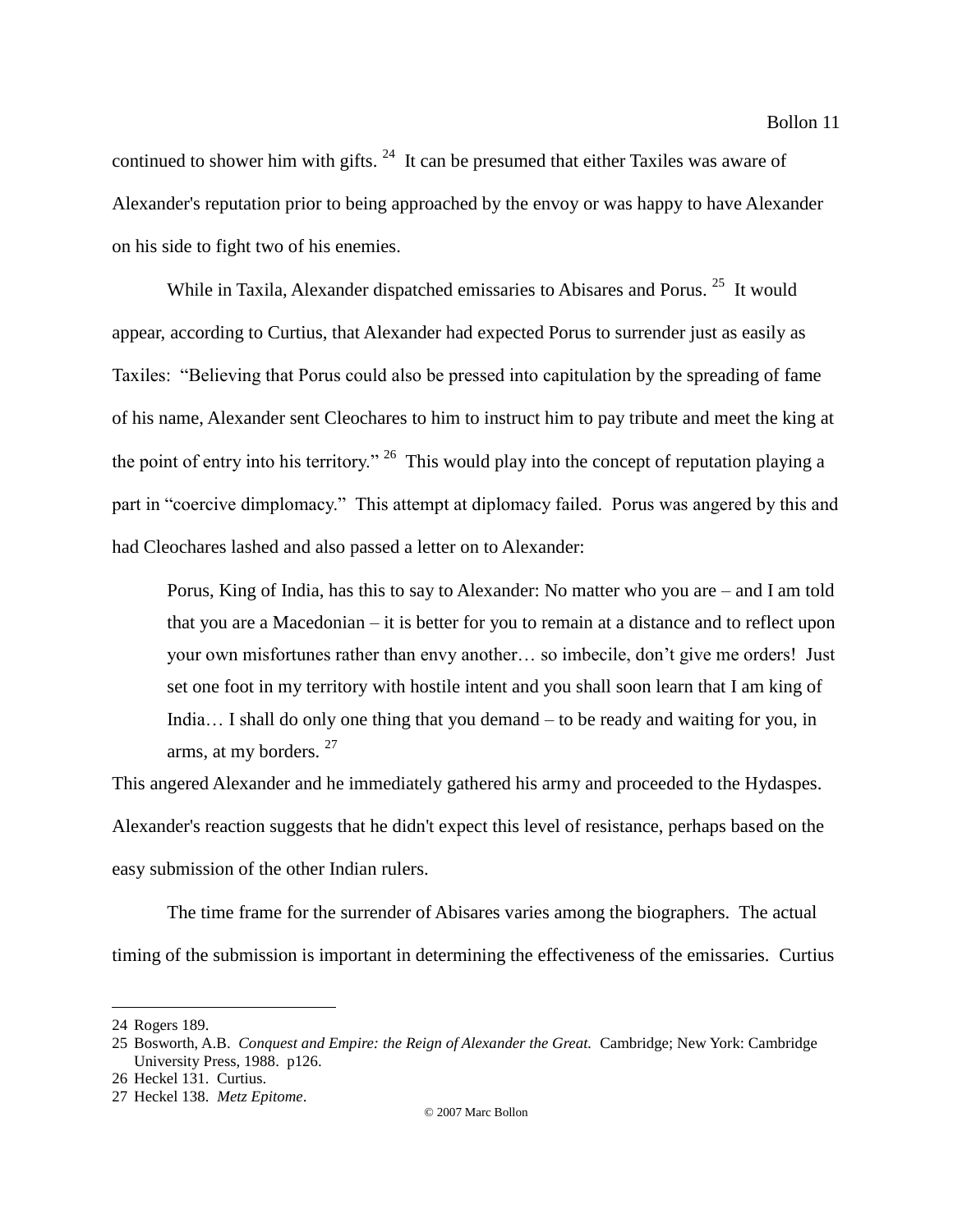continued to shower him with gifts. [24] It can be presumed that either Taxiles was aware of Alexander's reputation prior to being approached by the envoy or was happy to have Alexander on his side to fight two of his enemies.

While in Taxila, Alexander dispatched emissaries to Abisares and Porus. [25] It would appear, according to Curtius, that Alexander had expected Porus to surrender just as easily as Taxiles: "Believing that Porus could also be pressed into capitulation by the spreading of fame of his name, Alexander sent Cleochares to him to instruct him to pay tribute and meet the king at the point of entry into his territory." [26] This would play into the concept of reputation playing a part in "coercive dimplomacy." This attempt at diplomacy failed. Porus was angered by this and had Cleochares lashed and also passed a letter on to Alexander:

> Porus, King of India, has this to say to Alexander: No matter who you are – and I am told that you are a Macedonian – it is better for you to remain at a distance and to reflect upon your own misfortunes rather than envy another… so imbecile, don't give me orders! Just set one foot in my territory with hostile intent and you shall soon learn that I am king of India… I shall do only one thing that you demand – to be ready and waiting for you, in arms, at my borders. [27]

This angered Alexander and he immediately gathered his army and proceeded to the Hydaspes. Alexander's reaction suggests that he didn't expect this level of resistance, perhaps based on the easy submission of the other Indian rulers.

The time frame for the surrender of Abisares varies among the biographers. The actual timing of the submission is important in determining the effectiveness of the emissaries. Curtius

---

24 Rogers 189.

25 Bosworth, A.B. *Conquest and Empire: the Reign of Alexander the Great.* Cambridge; New York: Cambridge University Press, 1988. p126.

26 Heckel 131. Curtius.

27 Heckel 138. *Metz Epitome*.

© 2007 Marc Bollon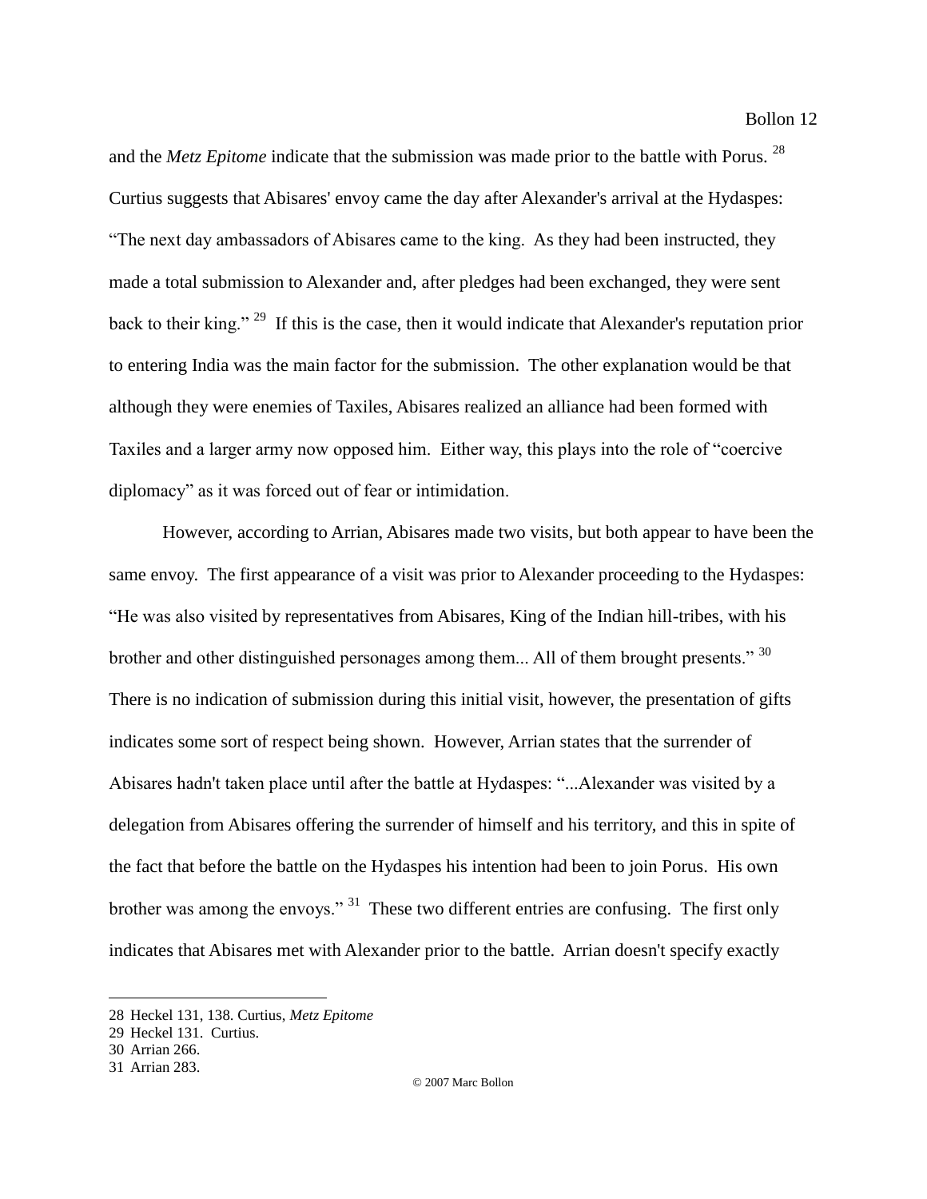and the *Metz Epitome* indicate that the submission was made prior to the battle with Porus. [28] Curtius suggests that Abisares' envoy came the day after Alexander's arrival at the Hydaspes: "The next day ambassadors of Abisares came to the king. As they had been instructed, they made a total submission to Alexander and, after pledges had been exchanged, they were sent back to their king." [29] If this is the case, then it would indicate that Alexander's reputation prior to entering India was the main factor for the submission. The other explanation would be that although they were enemies of Taxiles, Abisares realized an alliance had been formed with Taxiles and a larger army now opposed him. Either way, this plays into the role of "coercive diplomacy" as it was forced out of fear or intimidation.

However, according to Arrian, Abisares made two visits, but both appear to have been the same envoy. The first appearance of a visit was prior to Alexander proceeding to the Hydaspes: "He was also visited by representatives from Abisares, King of the Indian hill-tribes, with his brother and other distinguished personages among them... All of them brought presents." [30] There is no indication of submission during this initial visit, however, the presentation of gifts indicates some sort of respect being shown. However, Arrian states that the surrender of Abisares hadn't taken place until after the battle at Hydaspes: "...Alexander was visited by a delegation from Abisares offering the surrender of himself and his territory, and this in spite of the fact that before the battle on the Hydaspes his intention had been to join Porus. His own brother was among the envoys." [31] These two different entries are confusing. The first only indicates that Abisares met with Alexander prior to the battle. Arrian doesn't specify exactly

---

28 Heckel 131, 138. Curtius, *Metz Epitome*

29 Heckel 131. Curtius.

30 Arrian 266.

31 Arrian 283.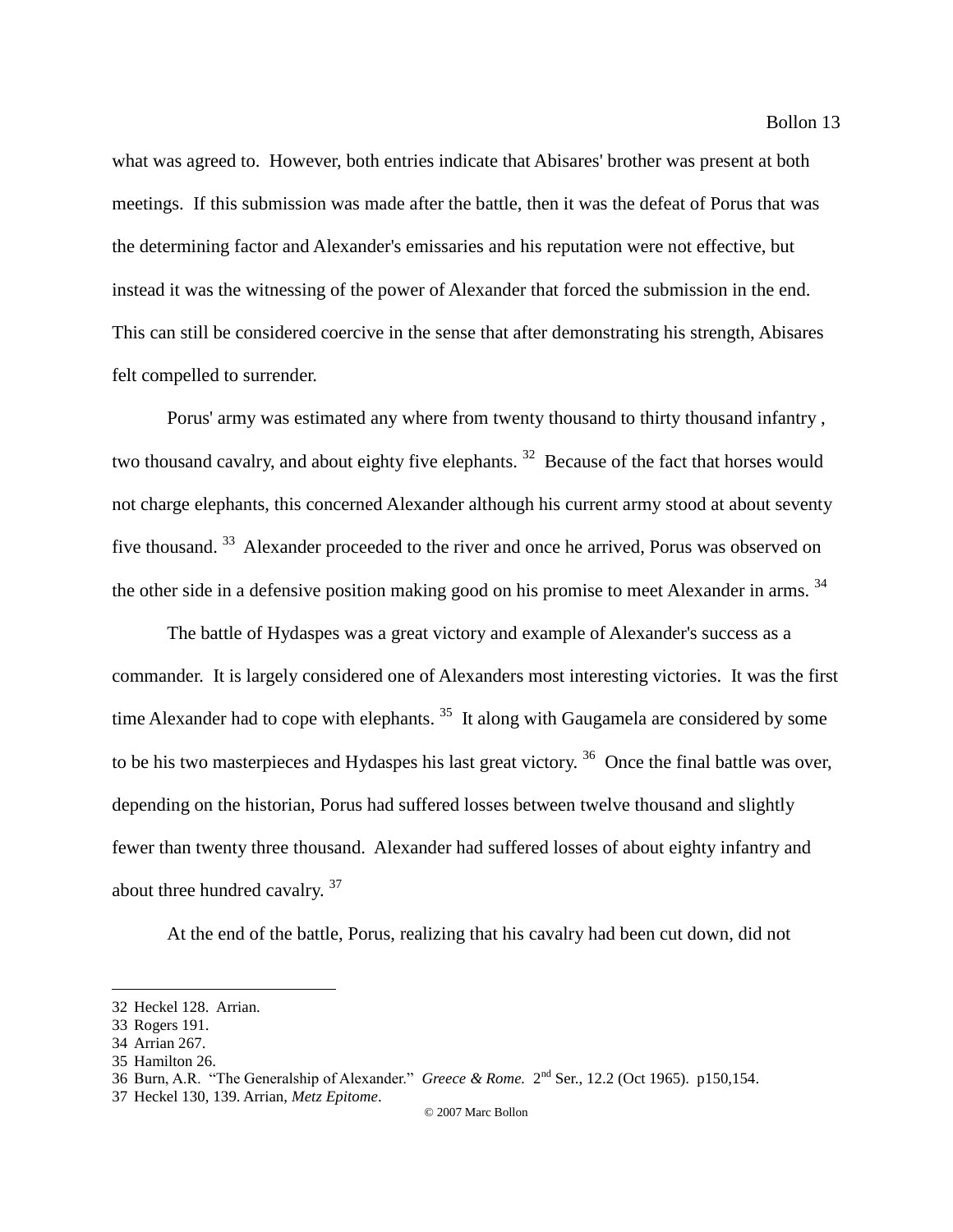what was agreed to. However, both entries indicate that Abisares' brother was present at both meetings. If this submission was made after the battle, then it was the defeat of Porus that was the determining factor and Alexander's emissaries and his reputation were not effective, but instead it was the witnessing of the power of Alexander that forced the submission in the end. This can still be considered coercive in the sense that after demonstrating his strength, Abisares felt compelled to surrender.

Porus' army was estimated any where from twenty thousand to thirty thousand infantry , two thousand cavalry, and about eighty five elephants. [32] Because of the fact that horses would not charge elephants, this concerned Alexander although his current army stood at about seventy five thousand. [33] Alexander proceeded to the river and once he arrived, Porus was observed on the other side in a defensive position making good on his promise to meet Alexander in arms. [34]

The battle of Hydaspes was a great victory and example of Alexander's success as a commander. It is largely considered one of Alexanders most interesting victories. It was the first time Alexander had to cope with elephants. [35] It along with Gaugamela are considered by some to be his two masterpieces and Hydaspes his last great victory. [36] Once the final battle was over, depending on the historian, Porus had suffered losses between twelve thousand and slightly fewer than twenty three thousand. Alexander had suffered losses of about eighty infantry and about three hundred cavalry. [37]

At the end of the battle, Porus, realizing that his cavalry had been cut down, did not

---

32 Heckel 128. Arrian.

33 Rogers 191.

34 Arrian 267.

35 Hamilton 26.

36 Burn, A.R. "The Generalship of Alexander." *Greece & Rome.* 2nd Ser., 12.2 (Oct 1965). p150,154.

37 Heckel 130, 139. Arrian, *Metz Epitome*.

© 2007 Marc Bollon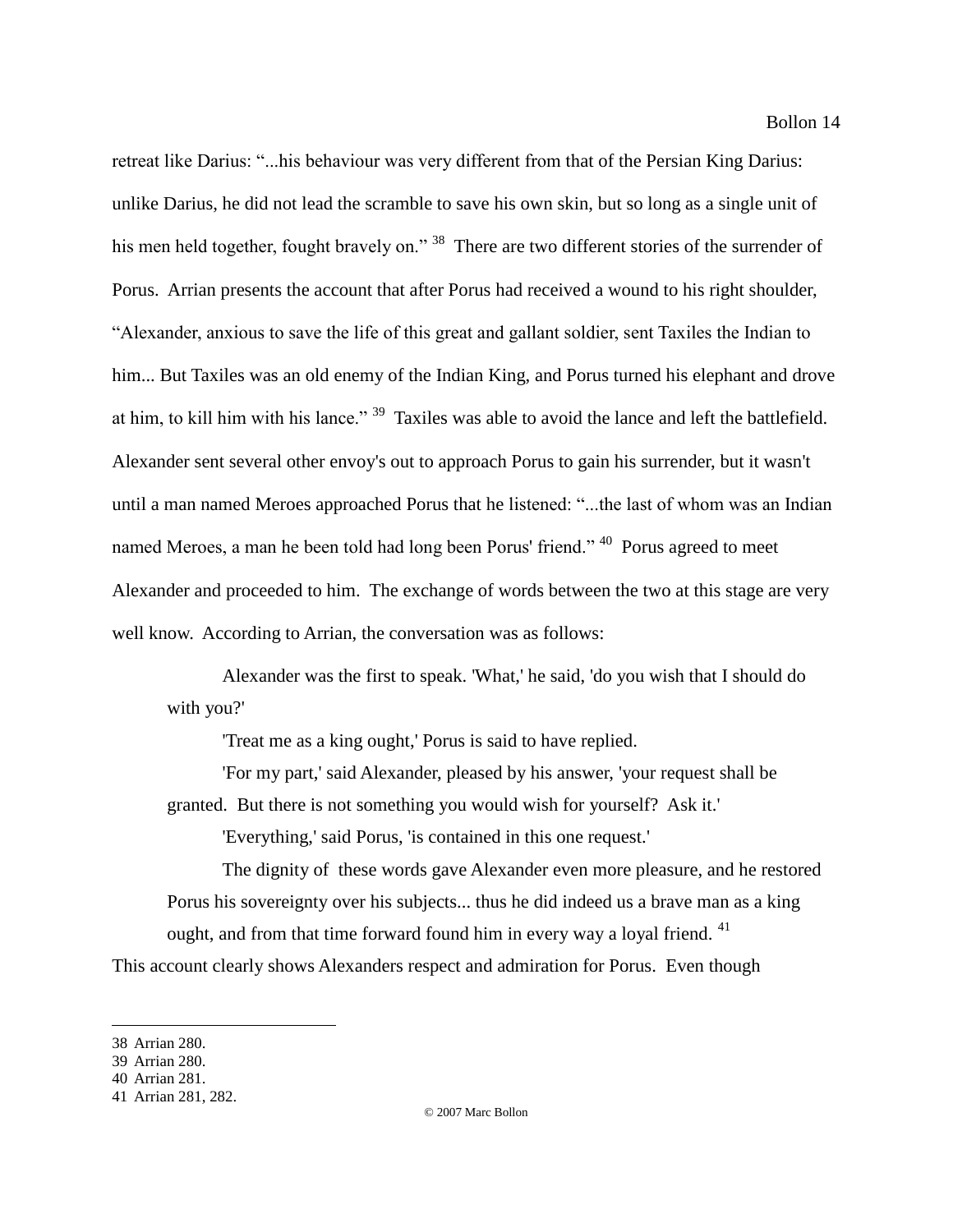retreat like Darius: "...his behaviour was very different from that of the Persian King Darius: unlike Darius, he did not lead the scramble to save his own skin, but so long as a single unit of his men held together, fought bravely on." [38] There are two different stories of the surrender of Porus. Arrian presents the account that after Porus had received a wound to his right shoulder, "Alexander, anxious to save the life of this great and gallant soldier, sent Taxiles the Indian to him... But Taxiles was an old enemy of the Indian King, and Porus turned his elephant and drove at him, to kill him with his lance." [39] Taxiles was able to avoid the lance and left the battlefield. Alexander sent several other envoy's out to approach Porus to gain his surrender, but it wasn't until a man named Meroes approached Porus that he listened: "...the last of whom was an Indian named Meroes, a man he been told had long been Porus' friend." [40] Porus agreed to meet Alexander and proceeded to him. The exchange of words between the two at this stage are very well know. According to Arrian, the conversation was as follows:

> Alexander was the first to speak. 'What,' he said, 'do you wish that I should do with you?'
>
> 'Treat me as a king ought,' Porus is said to have replied.
>
> 'For my part,' said Alexander, pleased by his answer, 'your request shall be granted. But there is not something you would wish for yourself? Ask it.'
>
> 'Everything,' said Porus, 'is contained in this one request.'
>
> The dignity of these words gave Alexander even more pleasure, and he restored Porus his sovereignty over his subjects... thus he did indeed us a brave man as a king ought, and from that time forward found him in every way a loyal friend. [41]

This account clearly shows Alexanders respect and admiration for Porus. Even though

---

38 Arrian 280.

39 Arrian 280.

40 Arrian 281.

41 Arrian 281, 282.

© 2007 Marc Bollon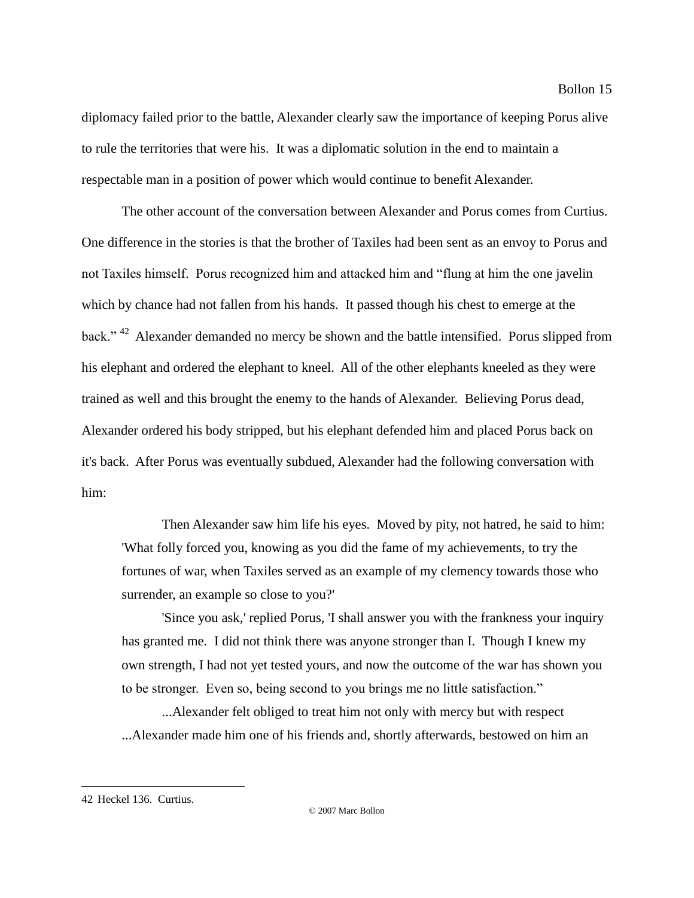diplomacy failed prior to the battle, Alexander clearly saw the importance of keeping Porus alive to rule the territories that were his. It was a diplomatic solution in the end to maintain a respectable man in a position of power which would continue to benefit Alexander.

The other account of the conversation between Alexander and Porus comes from Curtius. One difference in the stories is that the brother of Taxiles had been sent as an envoy to Porus and not Taxiles himself. Porus recognized him and attacked him and "flung at him the one javelin which by chance had not fallen from his hands. It passed though his chest to emerge at the back." [42] Alexander demanded no mercy be shown and the battle intensified. Porus slipped from his elephant and ordered the elephant to kneel. All of the other elephants kneeled as they were trained as well and this brought the enemy to the hands of Alexander. Believing Porus dead, Alexander ordered his body stripped, but his elephant defended him and placed Porus back on it's back. After Porus was eventually subdued, Alexander had the following conversation with him:

> Then Alexander saw him life his eyes. Moved by pity, not hatred, he said to him: 'What folly forced you, knowing as you did the fame of my achievements, to try the fortunes of war, when Taxiles served as an example of my clemency towards those who surrender, an example so close to you?'
>
> 'Since you ask,' replied Porus, 'I shall answer you with the frankness your inquiry has granted me. I did not think there was anyone stronger than I. Though I knew my own strength, I had not yet tested yours, and now the outcome of the war has shown you to be stronger. Even so, being second to you brings me no little satisfaction."
>
> ...Alexander felt obliged to treat him not only with mercy but with respect ...Alexander made him one of his friends and, shortly afterwards, bestowed on him an

42 Heckel 136. Curtius.

© 2007 Marc Bollon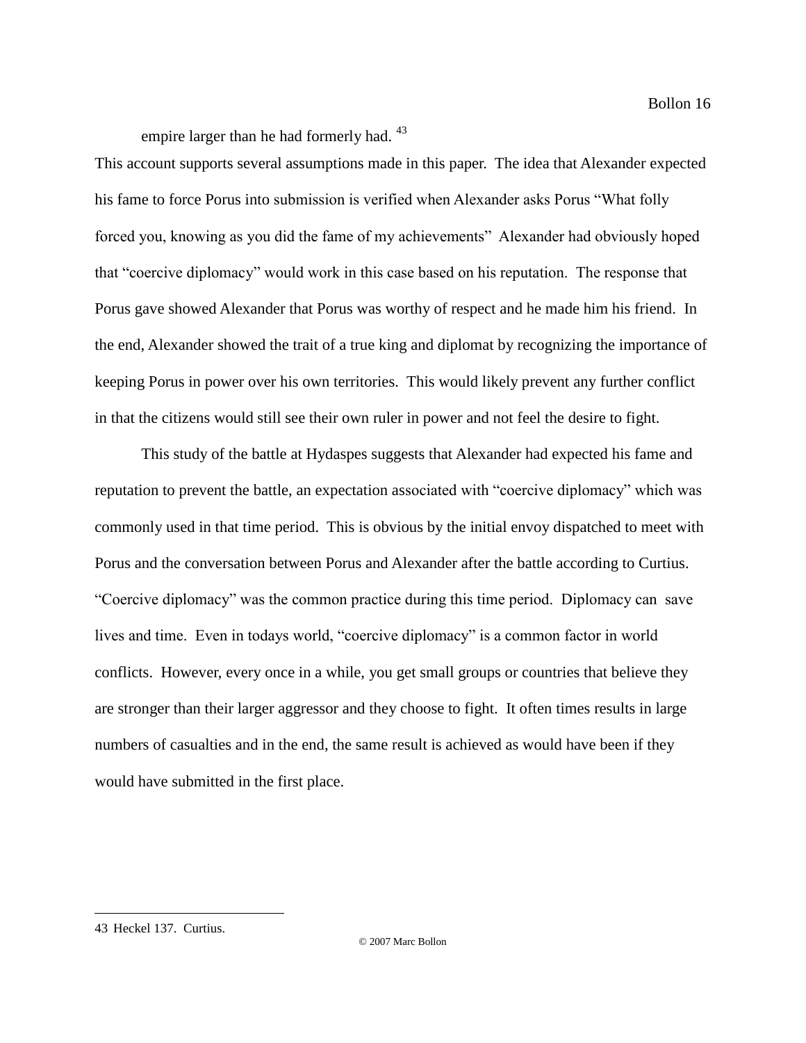empire larger than he had formerly had. [43]

This account supports several assumptions made in this paper. The idea that Alexander expected his fame to force Porus into submission is verified when Alexander asks Porus "What folly forced you, knowing as you did the fame of my achievements" Alexander had obviously hoped that "coercive diplomacy" would work in this case based on his reputation. The response that Porus gave showed Alexander that Porus was worthy of respect and he made him his friend. In the end, Alexander showed the trait of a true king and diplomat by recognizing the importance of keeping Porus in power over his own territories. This would likely prevent any further conflict in that the citizens would still see their own ruler in power and not feel the desire to fight.

This study of the battle at Hydaspes suggests that Alexander had expected his fame and reputation to prevent the battle, an expectation associated with "coercive diplomacy" which was commonly used in that time period. This is obvious by the initial envoy dispatched to meet with Porus and the conversation between Porus and Alexander after the battle according to Curtius. "Coercive diplomacy" was the common practice during this time period. Diplomacy can save lives and time. Even in todays world, "coercive diplomacy" is a common factor in world conflicts. However, every once in a while, you get small groups or countries that believe they are stronger than their larger aggressor and they choose to fight. It often times results in large numbers of casualties and in the end, the same result is achieved as would have been if they would have submitted in the first place.

---

43 Heckel 137. Curtius.

© 2007 Marc Bollon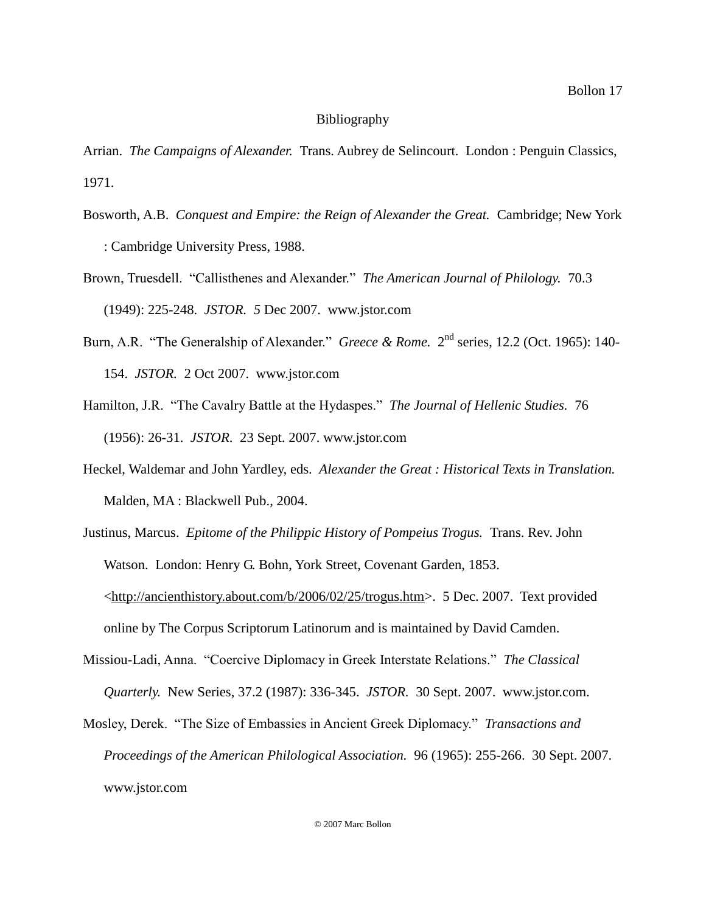# Bibliography

Arrian. *The Campaigns of Alexander.* Trans. Aubrey de Selincourt. London : Penguin Classics, 1971.

Bosworth, A.B. *Conquest and Empire: the Reign of Alexander the Great.* Cambridge; New York : Cambridge University Press, 1988.

Brown, Truesdell. "Callisthenes and Alexander." *The American Journal of Philology.* 70.3 (1949): 225-248. *JSTOR. 5* Dec 2007. www.jstor.com

Burn, A.R. "The Generalship of Alexander." *Greece & Rome.* 2nd series, 12.2 (Oct. 1965): 140-154. *JSTOR.* 2 Oct 2007. www.jstor.com

Hamilton, J.R. "The Cavalry Battle at the Hydaspes." *The Journal of Hellenic Studies.* 76 (1956): 26-31. *JSTOR.* 23 Sept. 2007. www.jstor.com

Heckel, Waldemar and John Yardley, eds. *Alexander the Great : Historical Texts in Translation.* Malden, MA : Blackwell Pub., 2004.

Justinus, Marcus. *Epitome of the Philippic History of Pompeius Trogus.* Trans. Rev. John Watson. London: Henry G. Bohn, York Street, Covenant Garden, 1853. <http://ancienthistory.about.com/b/2006/02/25/trogus.htm>. 5 Dec. 2007. Text provided online by The Corpus Scriptorum Latinorum and is maintained by David Camden.

Missiou-Ladi, Anna. "Coercive Diplomacy in Greek Interstate Relations." *The Classical Quarterly.* New Series, 37.2 (1987): 336-345. *JSTOR.* 30 Sept. 2007. www.jstor.com.

Mosley, Derek. "The Size of Embassies in Ancient Greek Diplomacy." *Transactions and Proceedings of the American Philological Association.* 96 (1965): 255-266. 30 Sept. 2007. www.jstor.com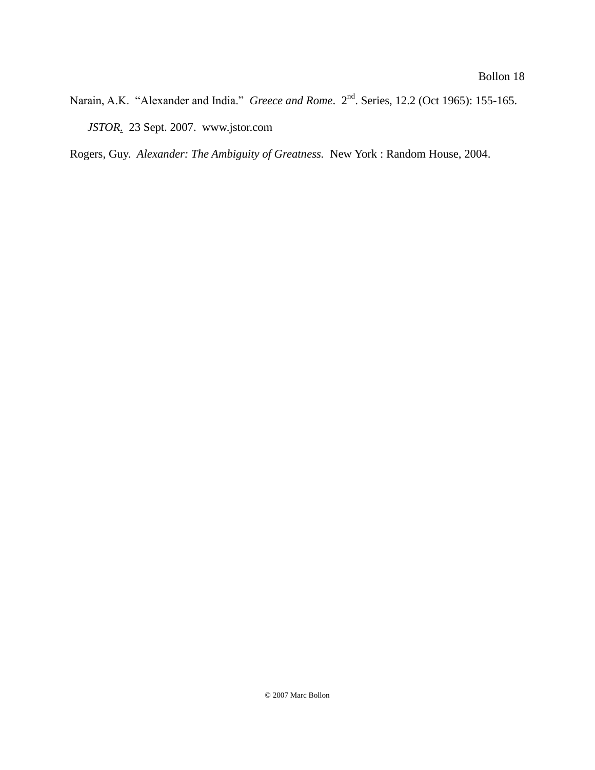Narain, A.K. "Alexander and India." *Greece and Rome*. 2nd. Series, 12.2 (Oct 1965): 155-165. *JSTOR*. 23 Sept. 2007. www.jstor.com

Rogers, Guy. *Alexander: The Ambiguity of Greatness.* New York : Random House, 2004.

© 2007 Marc Bollon